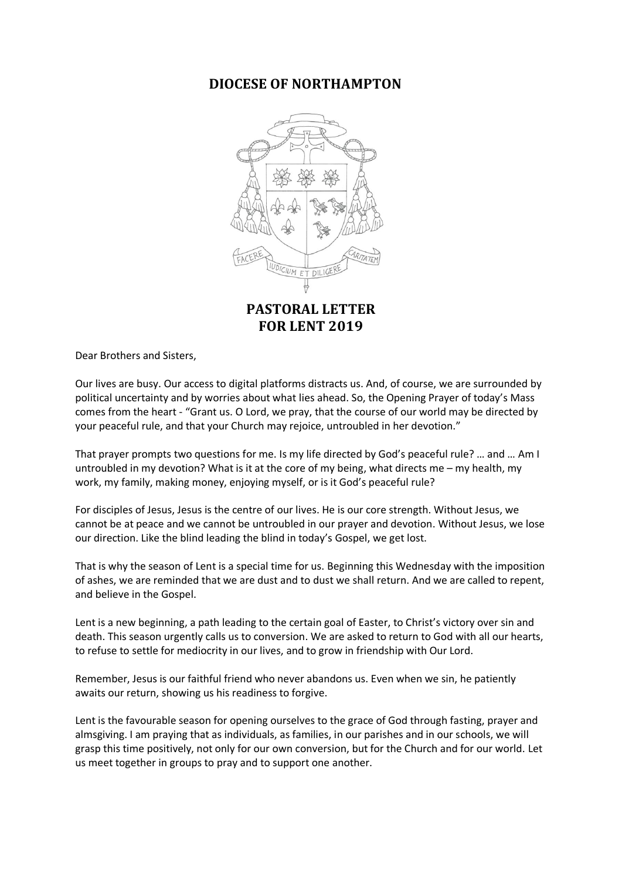# DIOCESE OF NORTHAMPTON

## PASTORAL LETTER FOR LENT 2019

Dear Brothers and Sisters,

Our lives are busy. Our access to digital platforms distracts us. And, of course, we are surrounded by political uncertainty and by worries about what lies ahead. So, the Opening Prayer of today's Mass comes from the heart - "Grant us. O Lord, we pray, that the course of our world may be directed by your peaceful rule, and that your Church may rejoice, untroubled in her devotion."

That prayer prompts two questions for me. Is my life directed by God's peaceful rule? … and … Am I untroubled in my devotion? What is it at the core of my being, what directs me – my health, my work, my family, making money, enjoying myself, or is it God's peaceful rule?

For disciples of Jesus, Jesus is the centre of our lives. He is our core strength. Without Jesus, we cannot be at peace and we cannot be untroubled in our prayer and devotion. Without Jesus, we lose our direction. Like the blind leading the blind in today's Gospel, we get lost.

That is why the season of Lent is a special time for us. Beginning this Wednesday with the imposition of ashes, we are reminded that we are dust and to dust we shall return. And we are called to repent, and believe in the Gospel.

Lent is a new beginning, a path leading to the certain goal of Easter, to Christ's victory over sin and death. This season urgently calls us to conversion. We are asked to return to God with all our hearts, to refuse to settle for mediocrity in our lives, and to grow in friendship with Our Lord.

Remember, Jesus is our faithful friend who never abandons us. Even when we sin, he patiently awaits our return, showing us his readiness to forgive.

Lent is the favourable season for opening ourselves to the grace of God through fasting, prayer and almsgiving. I am praying that as individuals, as families, in our parishes and in our schools, we will grasp this time positively, not only for our own conversion, but for the Church and for our world. Let us meet together in groups to pray and to support one another.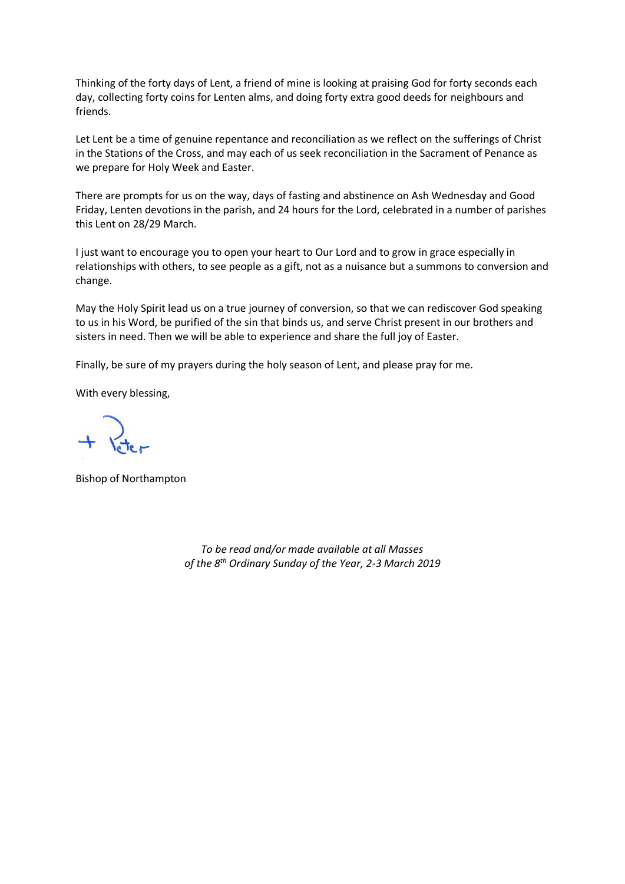Thinking of the forty days of Lent, a friend of mine is looking at praising God for forty seconds each day, collecting forty coins for Lenten alms, and doing forty extra good deeds for neighbours and friends.

Let Lent be a time of genuine repentance and reconciliation as we reflect on the sufferings of Christ in the Stations of the Cross, and may each of us seek reconciliation in the Sacrament of Penance as we prepare for Holy Week and Easter.

There are prompts for us on the way, days of fasting and abstinence on Ash Wednesday and Good Friday, Lenten devotions in the parish, and 24 hours for the Lord, celebrated in a number of parishes this Lent on 28/29 March.

I just want to encourage you to open your heart to Our Lord and to grow in grace especially in relationships with others, to see people as a gift, not as a nuisance but a summons to conversion and change.

May the Holy Spirit lead us on a true journey of conversion, so that we can rediscover God speaking to us in his Word, be purified of the sin that binds us, and serve Christ present in our brothers and sisters in need. Then we will be able to experience and share the full joy of Easter.

Finally, be sure of my prayers during the holy season of Lent, and please pray for me.

With every blessing,

+ Peter

Bishop of Northampton

*To be read and/or made available at all Masses of the 8th Ordinary Sunday of the Year, 2-3 March 2019*